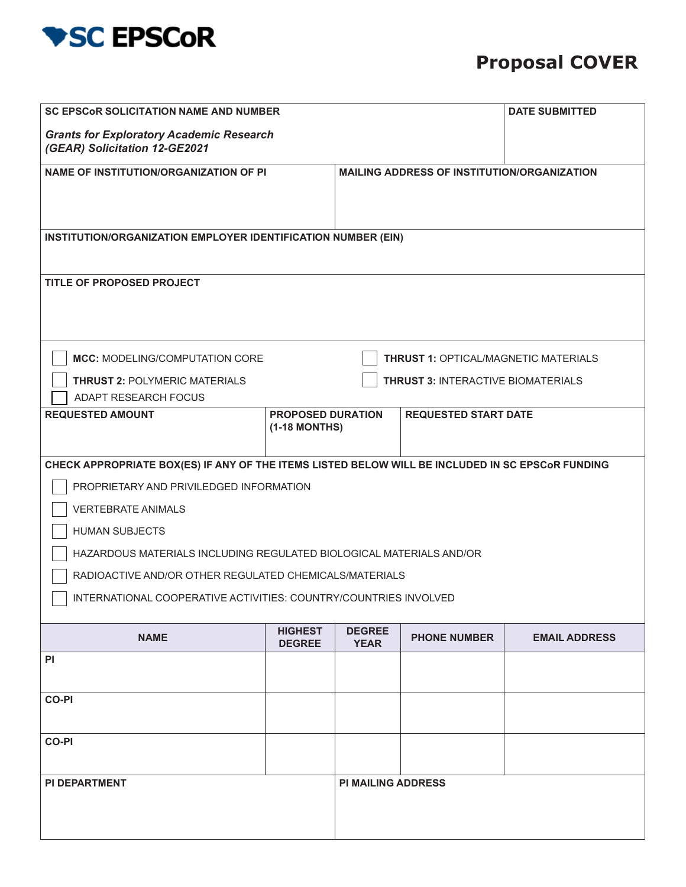**SC EPSCoR**

# Proposal COVER

| SC EPSCoR SOLICITATION NAME AND NUMBER | DATE SUBMITTED |
|---|---|
| *Grants for Exploratory Academic Research (GEAR) Solicitation 12-GE2021* | |

| NAME OF INSTITUTION/ORGANIZATION OF PI | MAILING ADDRESS OF INSTITUTION/ORGANIZATION |
|---|---|
| | |

**INSTITUTION/ORGANIZATION EMPLOYER IDENTIFICATION NUMBER (EIN)**

**TITLE OF PROPOSED PROJECT**

- ☐ **MCC:** MODELING/COMPUTATION CORE
- ☐ **THRUST 1:** OPTICAL/MAGNETIC MATERIALS
- ☐ **THRUST 2:** POLYMERIC MATERIALS
- ☐ **THRUST 3:** INTERACTIVE BIOMATERIALS
- ☐ ADAPT RESEARCH FOCUS

| REQUESTED AMOUNT | PROPOSED DURATION (1-18 MONTHS) | REQUESTED START DATE |
|---|---|---|
| | | |

**CHECK APPROPRIATE BOX(ES) IF ANY OF THE ITEMS LISTED BELOW WILL BE INCLUDED IN SC EPSCoR FUNDING**

- ☐ PROPRIETARY AND PRIVILEDGED INFORMATION
- ☐ VERTEBRATE ANIMALS
- ☐ HUMAN SUBJECTS
- ☐ HAZARDOUS MATERIALS INCLUDING REGULATED BIOLOGICAL MATERIALS AND/OR
- ☐ RADIOACTIVE AND/OR OTHER REGULATED CHEMICALS/MATERIALS
- ☐ INTERNATIONAL COOPERATIVE ACTIVITIES: COUNTRY/COUNTRIES INVOLVED

| NAME | HIGHEST DEGREE | DEGREE YEAR | PHONE NUMBER | EMAIL ADDRESS |
|---|---|---|---|---|
| PI | | | | |
| CO-PI | | | | |
| CO-PI | | | | |

| PI DEPARTMENT | PI MAILING ADDRESS |
|---|---|
| | |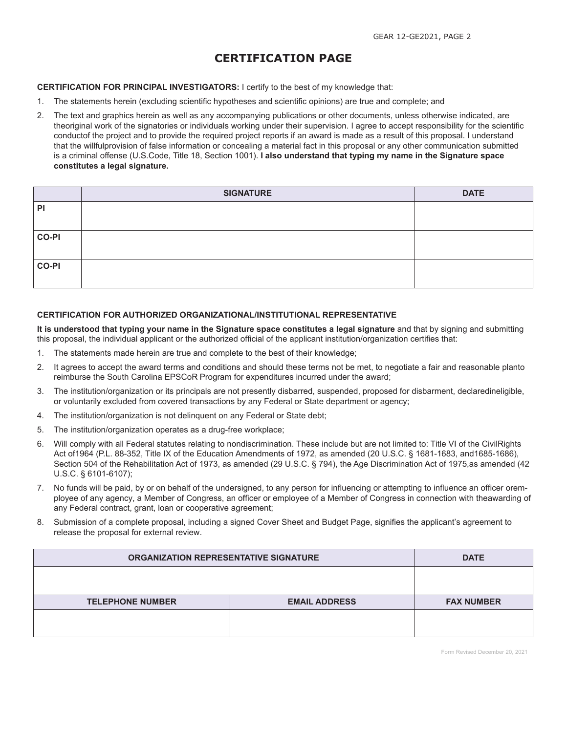# CERTIFICATION PAGE

**CERTIFICATION FOR PRINCIPAL INVESTIGATORS:** I certify to the best of my knowledge that:

1. The statements herein (excluding scientific hypotheses and scientific opinions) are true and complete; and
2. The text and graphics herein as well as any accompanying publications or other documents, unless otherwise indicated, are theoriginal work of the signatories or individuals working under their supervision. I agree to accept responsibility for the scientific conductof the project and to provide the required project reports if an award is made as a result of this proposal. I understand that the willfulprovision of false information or concealing a material fact in this proposal or any other communication submitted is a criminal offense (U.S.Code, Title 18, Section 1001). **I also understand that typing my name in the Signature space constitutes a legal signature.**

| | SIGNATURE | DATE |
|---|---|---|
| PI | | |
| CO-PI | | |
| CO-PI | | |

**CERTIFICATION FOR AUTHORIZED ORGANIZATIONAL/INSTITUTIONAL REPRESENTATIVE**

**It is understood that typing your name in the Signature space constitutes a legal signature** and that by signing and submitting this proposal, the individual applicant or the authorized official of the applicant institution/organization certifies that:

1. The statements made herein are true and complete to the best of their knowledge;
2. It agrees to accept the award terms and conditions and should these terms not be met, to negotiate a fair and reasonable planto reimburse the South Carolina EPSCoR Program for expenditures incurred under the award;
3. The institution/organization or its principals are not presently disbarred, suspended, proposed for disbarment, declaredineligible, or voluntarily excluded from covered transactions by any Federal or State department or agency;
4. The institution/organization is not delinquent on any Federal or State debt;
5. The institution/organization operates as a drug-free workplace;
6. Will comply with all Federal statutes relating to nondiscrimination. These include but are not limited to: Title VI of the CivilRights Act of1964 (P.L. 88-352, Title IX of the Education Amendments of 1972, as amended (20 U.S.C. § 1681-1683, and1685-1686), Section 504 of the Rehabilitation Act of 1973, as amended (29 U.S.C. § 794), the Age Discrimination Act of 1975,as amended (42 U.S.C. § 6101-6107);
7. No funds will be paid, by or on behalf of the undersigned, to any person for influencing or attempting to influence an officer oremployee of any agency, a Member of Congress, an officer or employee of a Member of Congress in connection with theawarding of any Federal contract, grant, loan or cooperative agreement;
8. Submission of a complete proposal, including a signed Cover Sheet and Budget Page, signifies the applicant's agreement to release the proposal for external review.

| ORGANIZATION REPRESENTATIVE SIGNATURE | | DATE |
|---|---|---|
| | | |
| TELEPHONE NUMBER | EMAIL ADDRESS | FAX NUMBER |
| | | |

Form Revised December 20, 2021